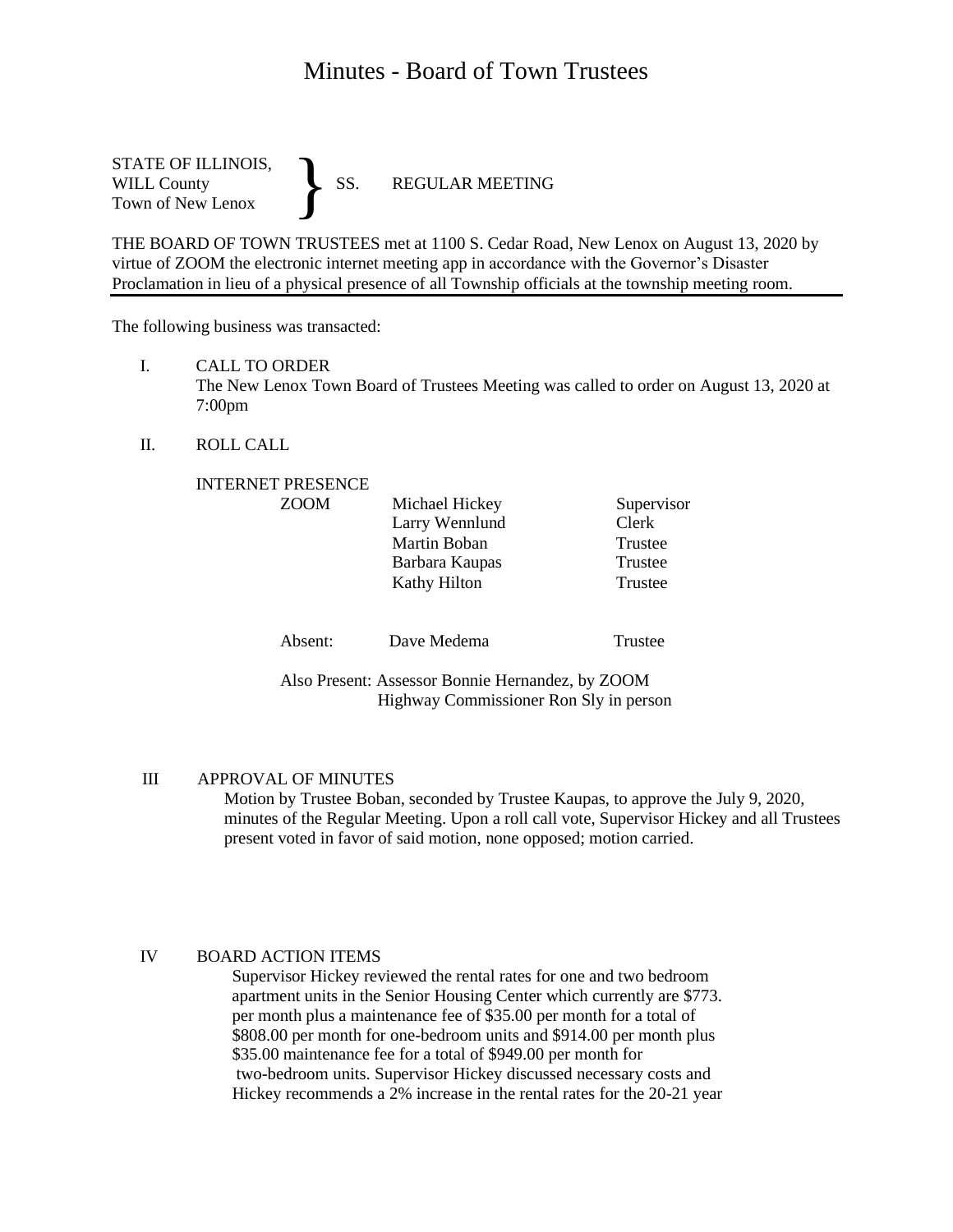# Minutes - Board of Town Trustees

STATE OF ILLINOIS,
WILL County } SS. REGULAR MEETING
Town of New Lenox

THE BOARD OF TOWN TRUSTEES met at 1100 S. Cedar Road, New Lenox on August 13, 2020 by virtue of ZOOM the electronic internet meeting app in accordance with the Governor's Disaster Proclamation in lieu of a physical presence of all Township officials at the township meeting room.

---

The following business was transacted:

I. CALL TO ORDER
The New Lenox Town Board of Trustees Meeting was called to order on August 13, 2020 at 7:00pm

II. ROLL CALL

INTERNET PRESENCE

| | | |
|---|---|---|
| ZOOM | Michael Hickey | Supervisor |
| | Larry Wennlund | Clerk |
| | Martin Boban | Trustee |
| | Barbara Kaupas | Trustee |
| | Kathy Hilton | Trustee |
| Absent: | Dave Medema | Trustee |

Also Present: Assessor Bonnie Hernandez, by ZOOM
Highway Commissioner Ron Sly in person

III APPROVAL OF MINUTES
Motion by Trustee Boban, seconded by Trustee Kaupas, to approve the July 9, 2020, minutes of the Regular Meeting. Upon a roll call vote, Supervisor Hickey and all Trustees present voted in favor of said motion, none opposed; motion carried.

IV BOARD ACTION ITEMS
Supervisor Hickey reviewed the rental rates for one and two bedroom apartment units in the Senior Housing Center which currently are $773. per month plus a maintenance fee of $35.00 per month for a total of $808.00 per month for one-bedroom units and $914.00 per month plus $35.00 maintenance fee for a total of $949.00 per month for two-bedroom units. Supervisor Hickey discussed necessary costs and Hickey recommends a 2% increase in the rental rates for the 20-21 year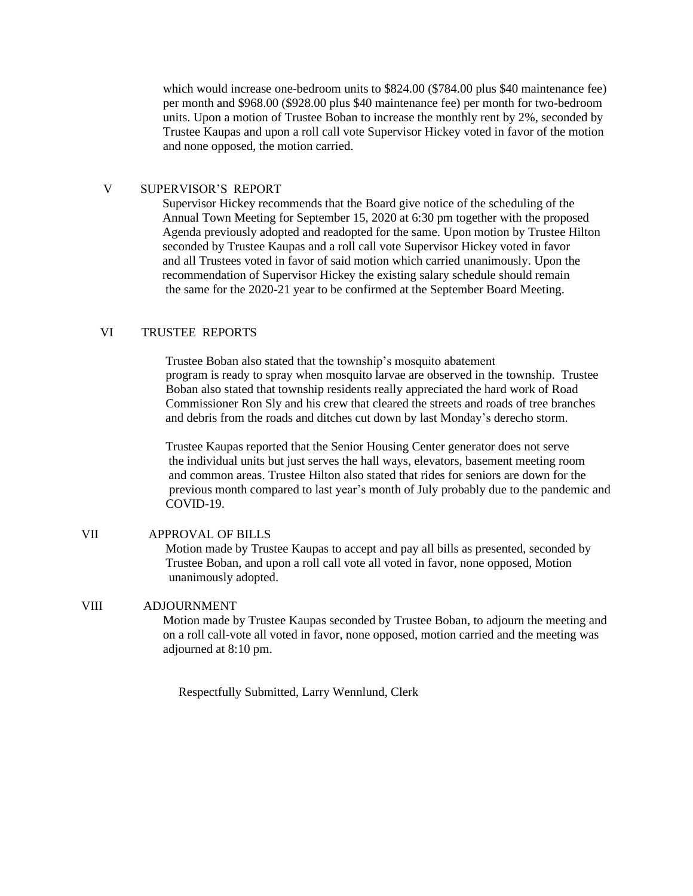which would increase one-bedroom units to $824.00 ($784.00 plus $40 maintenance fee) per month and $968.00 ($928.00 plus $40 maintenance fee) per month for two-bedroom units. Upon a motion of Trustee Boban to increase the monthly rent by 2%, seconded by Trustee Kaupas and upon a roll call vote Supervisor Hickey voted in favor of the motion and none opposed, the motion carried.

## V SUPERVISOR'S REPORT

Supervisor Hickey recommends that the Board give notice of the scheduling of the Annual Town Meeting for September 15, 2020 at 6:30 pm together with the proposed Agenda previously adopted and readopted for the same. Upon motion by Trustee Hilton seconded by Trustee Kaupas and a roll call vote Supervisor Hickey voted in favor and all Trustees voted in favor of said motion which carried unanimously. Upon the recommendation of Supervisor Hickey the existing salary schedule should remain the same for the 2020-21 year to be confirmed at the September Board Meeting.

## VI TRUSTEE REPORTS

Trustee Boban also stated that the township's mosquito abatement program is ready to spray when mosquito larvae are observed in the township. Trustee Boban also stated that township residents really appreciated the hard work of Road Commissioner Ron Sly and his crew that cleared the streets and roads of tree branches and debris from the roads and ditches cut down by last Monday's derecho storm.

Trustee Kaupas reported that the Senior Housing Center generator does not serve the individual units but just serves the hall ways, elevators, basement meeting room and common areas. Trustee Hilton also stated that rides for seniors are down for the previous month compared to last year's month of July probably due to the pandemic and COVID-19.

## VII APPROVAL OF BILLS

Motion made by Trustee Kaupas to accept and pay all bills as presented, seconded by Trustee Boban, and upon a roll call vote all voted in favor, none opposed, Motion unanimously adopted.

## VIII ADJOURNMENT

Motion made by Trustee Kaupas seconded by Trustee Boban, to adjourn the meeting and on a roll call-vote all voted in favor, none opposed, motion carried and the meeting was adjourned at 8:10 pm.

Respectfully Submitted, Larry Wennlund, Clerk